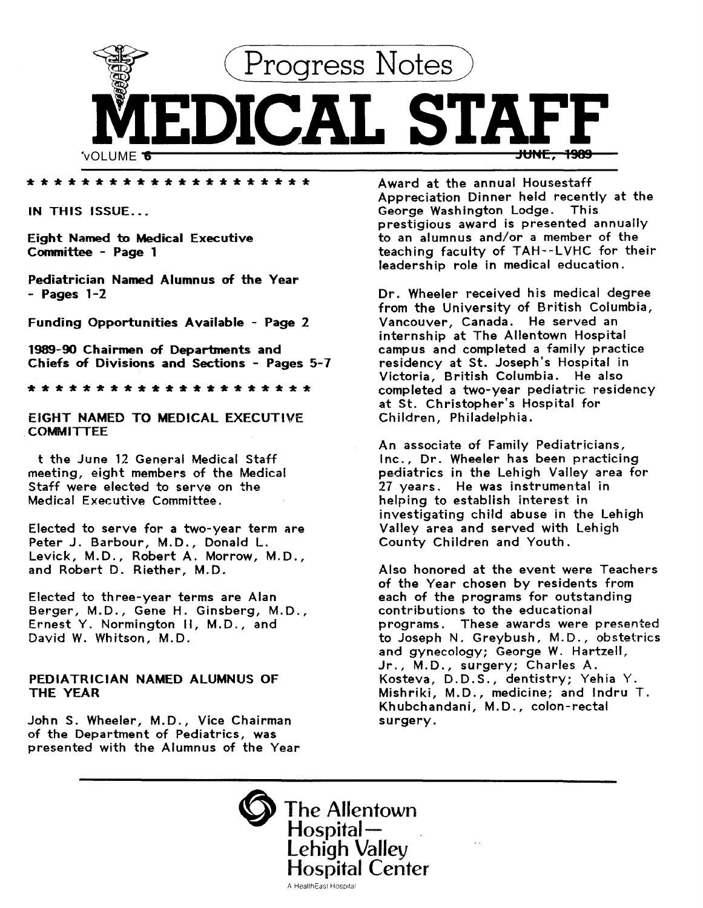# Progress Notes

# MEDICAL STAFF

VOLUME 6 — JUNE, 1989

\* \* \* \* \* \* \* \* \* \* \* \* \* \* \* \* \* \* \* \* \* \* \*

**IN THIS ISSUE...**

**Eight Named to Medical Executive Committee - Page 1**

**Pediatrician Named Alumnus of the Year - Pages 1-2**

**Funding Opportunities Available - Page 2**

**1989-90 Chairmen of Departments and Chiefs of Divisions and Sections - Pages 5-7**

\* \* \* \* \* \* \* \* \* \* \* \* \* \* \* \* \* \* \* \* \* \* \*

## EIGHT NAMED TO MEDICAL EXECUTIVE COMMITTEE

t the June 12 General Medical Staff meeting, eight members of the Medical Staff were elected to serve on the Medical Executive Committee.

Elected to serve for a two-year term are Peter J. Barbour, M.D., Donald L. Levick, M.D., Robert A. Morrow, M.D., and Robert D. Riether, M.D.

Elected to three-year terms are Alan Berger, M.D., Gene H. Ginsberg, M.D., Ernest Y. Normington II, M.D., and David W. Whitson, M.D.

## PEDIATRICIAN NAMED ALUMNUS OF THE YEAR

John S. Wheeler, M.D., Vice Chairman of the Department of Pediatrics, was presented with the Alumnus of the Year Award at the annual Housestaff Appreciation Dinner held recently at the George Washington Lodge. This prestigious award is presented annually to an alumnus and/or a member of the teaching faculty of TAH--LVHC for their leadership role in medical education.

Dr. Wheeler received his medical degree from the University of British Columbia, Vancouver, Canada. He served an internship at The Allentown Hospital campus and completed a family practice residency at St. Joseph's Hospital in Victoria, British Columbia. He also completed a two-year pediatric residency at St. Christopher's Hospital for Children, Philadelphia.

An associate of Family Pediatricians, Inc., Dr. Wheeler has been practicing pediatrics in the Lehigh Valley area for 27 years. He was instrumental in helping to establish interest in investigating child abuse in the Lehigh Valley area and served with Lehigh County Children and Youth.

Also honored at the event were Teachers of the Year chosen by residents from each of the programs for outstanding contributions to the educational programs. These awards were presented to Joseph N. Greybush, M.D., obstetrics and gynecology; George W. Hartzell, Jr., M.D., surgery; Charles A. Kosteva, D.D.S., dentistry; Yehia Y. Mishriki, M.D., medicine; and Indru T. Khubchandani, M.D., colon-rectal surgery.

The Allentown Hospital—Lehigh Valley Hospital Center

A HealthEast Hospital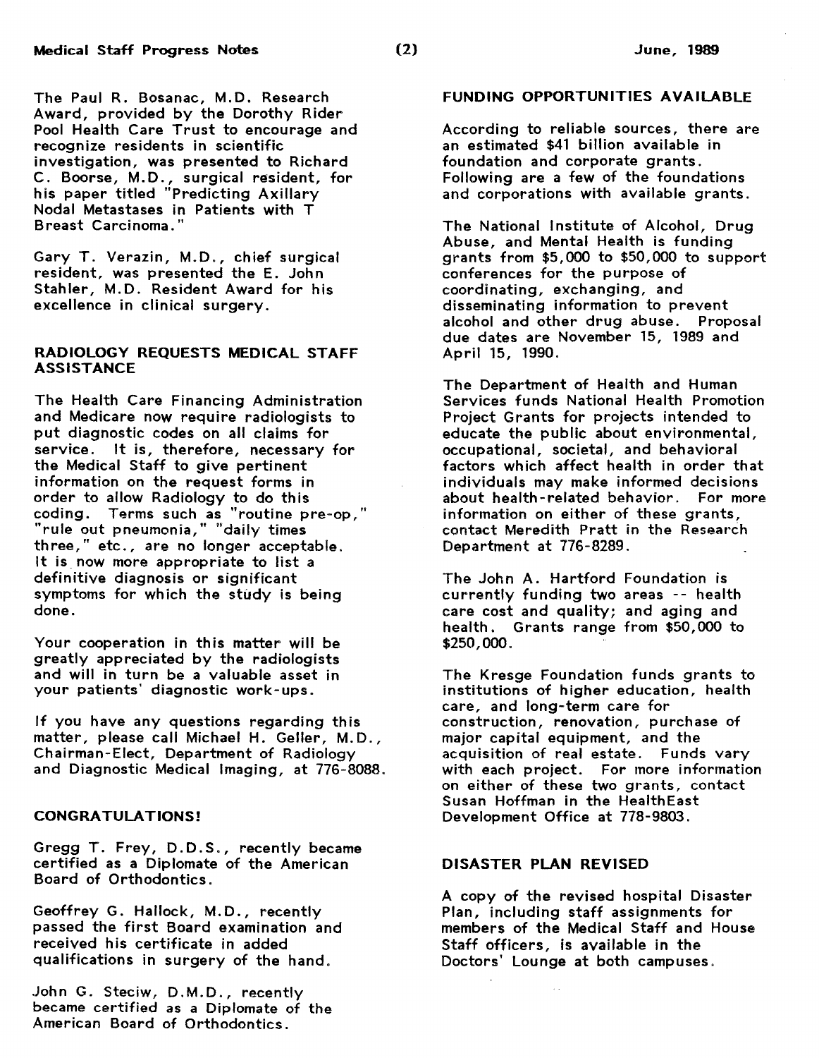The Paul R. Bosanac, M.D. Research Award, provided by the Dorothy Rider Pool Health Care Trust to encourage and recognize residents in scientific investigation, was presented to Richard C. Boorse, M.D., surgical resident, for his paper titled "Predicting Axillary Nodal Metastases in Patients with T Breast Carcinoma."

Gary T. Verazin, M.D., chief surgical resident, was presented the E. John Stahler, M.D. Resident Award for his excellence in clinical surgery.

## RADIOLOGY REQUESTS MEDICAL STAFF ASSISTANCE

The Health Care Financing Administration and Medicare now require radiologists to put diagnostic codes on all claims for service. It is, therefore, necessary for the Medical Staff to give pertinent information on the request forms in order to allow Radiology to do this coding. Terms such as "routine pre-op," "rule out pneumonia," "daily times three," etc., are no longer acceptable. It is now more appropriate to list a definitive diagnosis or significant symptoms for which the study is being done.

Your cooperation in this matter will be greatly appreciated by the radiologists and will in turn be a valuable asset in your patients' diagnostic work-ups.

If you have any questions regarding this matter, please call Michael H. Geller, M.D., Chairman-Elect, Department of Radiology and Diagnostic Medical Imaging, at 776-8088.

## CONGRATULATIONS!

Gregg T. Frey, D.D.S., recently became certified as a Diplomate of the American Board of Orthodontics.

Geoffrey G. Hallock, M.D., recently passed the first Board examination and received his certificate in added qualifications in surgery of the hand.

John G. Steciw, D.M.D., recently became certified as a Diplomate of the American Board of Orthodontics.

## FUNDING OPPORTUNITIES AVAILABLE

According to reliable sources, there are an estimated $41 billion available in foundation and corporate grants. Following are a few of the foundations and corporations with available grants.

The National Institute of Alcohol, Drug Abuse, and Mental Health is funding grants from $5,000 to $50,000 to support conferences for the purpose of coordinating, exchanging, and disseminating information to prevent alcohol and other drug abuse. Proposal due dates are November 15, 1989 and April 15, 1990.

The Department of Health and Human Services funds National Health Promotion Project Grants for projects intended to educate the public about environmental, occupational, societal, and behavioral factors which affect health in order that individuals may make informed decisions about health-related behavior. For more information on either of these grants, contact Meredith Pratt in the Research Department at 776-8289.

The John A. Hartford Foundation is currently funding two areas -- health care cost and quality; and aging and health. Grants range from $50,000 to $250,000.

The Kresge Foundation funds grants to institutions of higher education, health care, and long-term care for construction, renovation, purchase of major capital equipment, and the acquisition of real estate. Funds vary with each project. For more information on either of these two grants, contact Susan Hoffman in the HealthEast Development Office at 778-9803.

## DISASTER PLAN REVISED

A copy of the revised hospital Disaster Plan, including staff assignments for members of the Medical Staff and House Staff officers, is available in the Doctors' Lounge at both campuses.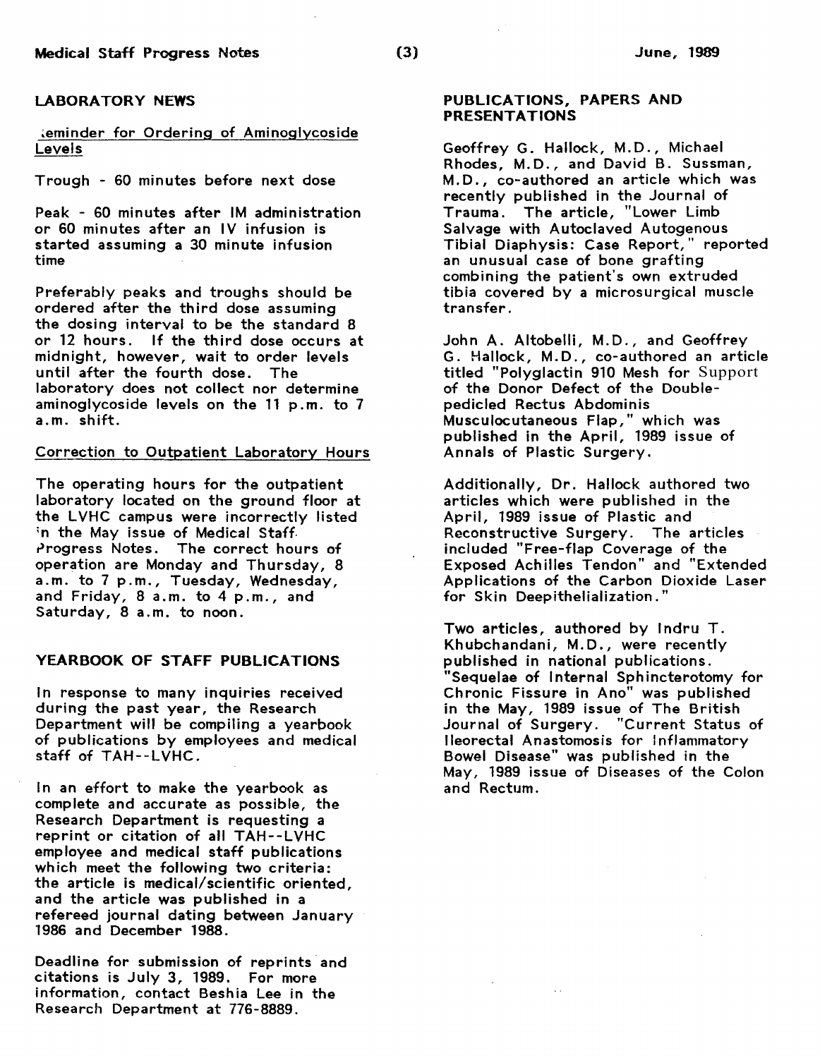## LABORATORY NEWS

### Reminder for Ordering of Aminoglycoside Levels

Trough - 60 minutes before next dose

Peak - 60 minutes after IM administration or 60 minutes after an IV infusion is started assuming a 30 minute infusion time

Preferably peaks and troughs should be ordered after the third dose assuming the dosing interval to be the standard 8 or 12 hours. If the third dose occurs at midnight, however, wait to order levels until after the fourth dose. The laboratory does not collect nor determine aminoglycoside levels on the 11 p.m. to 7 a.m. shift.

### Correction to Outpatient Laboratory Hours

The operating hours for the outpatient laboratory located on the ground floor at the LVHC campus were incorrectly listed in the May issue of Medical Staff Progress Notes. The correct hours of operation are Monday and Thursday, 8 a.m. to 7 p.m., Tuesday, Wednesday, and Friday, 8 a.m. to 4 p.m., and Saturday, 8 a.m. to noon.

## YEARBOOK OF STAFF PUBLICATIONS

In response to many inquiries received during the past year, the Research Department will be compiling a yearbook of publications by employees and medical staff of TAH--LVHC.

In an effort to make the yearbook as complete and accurate as possible, the Research Department is requesting a reprint or citation of all TAH--LVHC employee and medical staff publications which meet the following two criteria: the article is medical/scientific oriented, and the article was published in a refereed journal dating between January 1986 and December 1988.

Deadline for submission of reprints and citations is July 3, 1989. For more information, contact Beshia Lee in the Research Department at 776-8889.

## PUBLICATIONS, PAPERS AND PRESENTATIONS

Geoffrey G. Hallock, M.D., Michael Rhodes, M.D., and David B. Sussman, M.D., co-authored an article which was recently published in the Journal of Trauma. The article, "Lower Limb Salvage with Autoclaved Autogenous Tibial Diaphysis: Case Report," reported an unusual case of bone grafting combining the patient's own extruded tibia covered by a microsurgical muscle transfer.

John A. Altobelli, M.D., and Geoffrey G. Hallock, M.D., co-authored an article titled "Polyglactin 910 Mesh for Support of the Donor Defect of the Double-pedicled Rectus Abdominis Musculocutaneous Flap," which was published in the April, 1989 issue of Annals of Plastic Surgery.

Additionally, Dr. Hallock authored two articles which were published in the April, 1989 issue of Plastic and Reconstructive Surgery. The articles included "Free-flap Coverage of the Exposed Achilles Tendon" and "Extended Applications of the Carbon Dioxide Laser for Skin Deepithelialization."

Two articles, authored by Indru T. Khubchandani, M.D., were recently published in national publications. "Sequelae of Internal Sphincterotomy for Chronic Fissure in Ano" was published in the May, 1989 issue of The British Journal of Surgery. "Current Status of Ileorectal Anastomosis for Inflammatory Bowel Disease" was published in the May, 1989 issue of Diseases of the Colon and Rectum.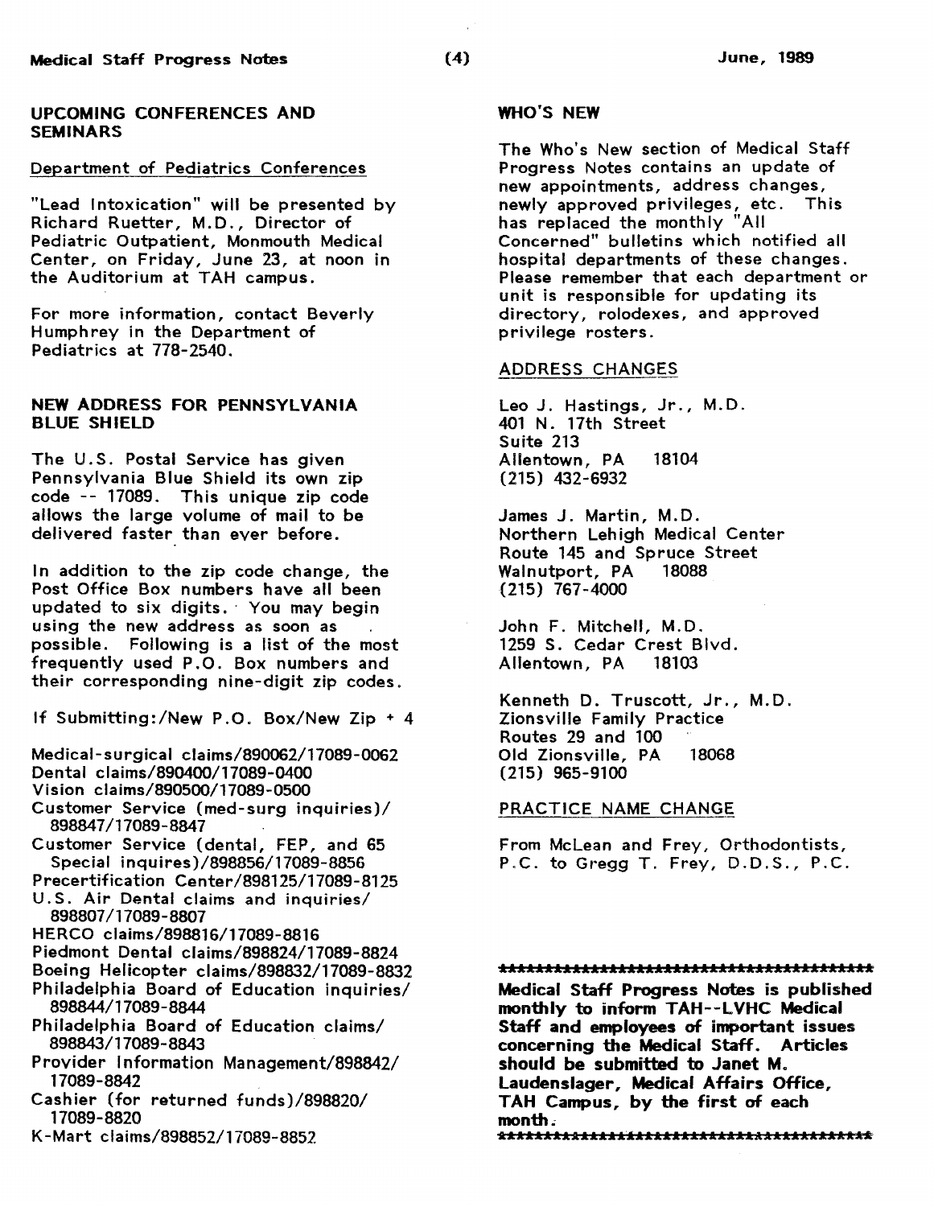## UPCOMING CONFERENCES AND SEMINARS

Department of Pediatrics Conferences

"Lead Intoxication" will be presented by Richard Ruetter, M.D., Director of Pediatric Outpatient, Monmouth Medical Center, on Friday, June 23, at noon in the Auditorium at TAH campus.

For more information, contact Beverly Humphrey in the Department of Pediatrics at 778-2540.

## NEW ADDRESS FOR PENNSYLVANIA BLUE SHIELD

The U.S. Postal Service has given Pennsylvania Blue Shield its own zip code -- 17089. This unique zip code allows the large volume of mail to be delivered faster than ever before.

In addition to the zip code change, the Post Office Box numbers have all been updated to six digits. You may begin using the new address as soon as possible. Following is a list of the most frequently used P.O. Box numbers and their corresponding nine-digit zip codes.

If Submitting:/New P.O. Box/New Zip + 4

Medical-surgical claims/890062/17089-0062
Dental claims/890400/17089-0400
Vision claims/890500/17089-0500
Customer Service (med-surg inquiries)/ 898847/17089-8847
Customer Service (dental, FEP, and 65 Special inquires)/898856/17089-8856
Precertification Center/898125/17089-8125
U.S. Air Dental claims and inquiries/ 898807/17089-8807
HERCO claims/898816/17089-8816
Piedmont Dental claims/898824/17089-8824
Boeing Helicopter claims/898832/17089-8832
Philadelphia Board of Education inquiries/ 898844/17089-8844
Philadelphia Board of Education claims/ 898843/17089-8843
Provider Information Management/898842/ 17089-8842
Cashier (for returned funds)/898820/ 17089-8820
K-Mart claims/898852/17089-8852

## WHO'S NEW

The Who's New section of Medical Staff Progress Notes contains an update of new appointments, address changes, newly approved privileges, etc. This has replaced the monthly "All Concerned" bulletins which notified all hospital departments of these changes. Please remember that each department or unit is responsible for updating its directory, rolodexes, and approved privilege rosters.

ADDRESS CHANGES

Leo J. Hastings, Jr., M.D.
401 N. 17th Street
Suite 213
Allentown, PA 18104
(215) 432-6932

James J. Martin, M.D.
Northern Lehigh Medical Center
Route 145 and Spruce Street
Walnutport, PA 18088
(215) 767-4000

John F. Mitchell, M.D.
1259 S. Cedar Crest Blvd.
Allentown, PA 18103

Kenneth D. Truscott, Jr., M.D.
Zionsville Family Practice
Routes 29 and 100
Old Zionsville, PA 18068
(215) 965-9100

PRACTICE NAME CHANGE

From McLean and Frey, Orthodontists, P.C. to Gregg T. Frey, D.D.S., P.C.

******************************************

**Medical Staff Progress Notes is published monthly to inform TAH--LVHC Medical Staff and employees of important issues concerning the Medical Staff. Articles should be submitted to Janet M. Laudenslager, Medical Affairs Office, TAH Campus, by the first of each month.**

******************************************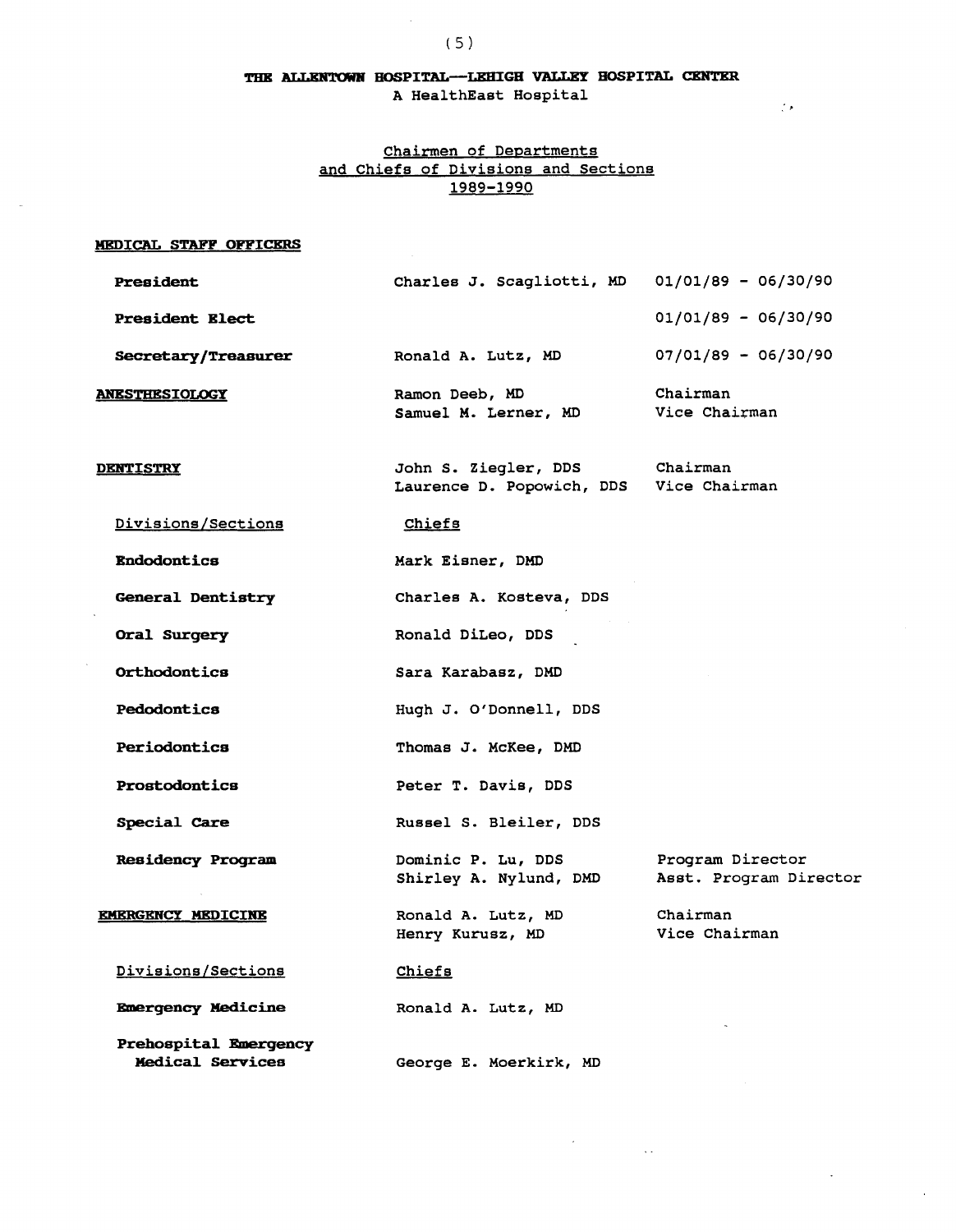# THE ALLENTOWN HOSPITAL—LEHIGH VALLEY HOSPITAL CENTER

A HealthEast Hospital

## Chairmen of Departments and Chiefs of Divisions and Sections 1989-1990

**MEDICAL STAFF OFFICERS**

| | | |
|---|---|---|
| **President** | Charles J. Scagliotti, MD | 01/01/89 - 06/30/90 |
| **President Elect** | | 01/01/89 - 06/30/90 |
| **Secretary/Treasurer** | Ronald A. Lutz, MD | 07/01/89 - 06/30/90 |

**ANESTHESIOLOGY**

| | | |
|---|---|---|
| | Ramon Deeb, MD | Chairman |
| | Samuel M. Lerner, MD | Vice Chairman |

**DENTISTRY**

| | | |
|---|---|---|
| | John S. Ziegler, DDS | Chairman |
| | Laurence D. Popowich, DDS | Vice Chairman |
| Divisions/Sections | Chiefs | |
| **Endodontics** | Mark Eisner, DMD | |
| **General Dentistry** | Charles A. Kosteva, DDS | |
| **Oral Surgery** | Ronald DiLeo, DDS | |
| **Orthodontics** | Sara Karabasz, DMD | |
| **Pedodontics** | Hugh J. O'Donnell, DDS | |
| **Periodontics** | Thomas J. McKee, DMD | |
| **Prostodontics** | Peter T. Davis, DDS | |
| **Special Care** | Russel S. Bleiler, DDS | |
| **Residency Program** | Dominic P. Lu, DDS | Program Director |
| | Shirley A. Nylund, DMD | Asst. Program Director |

**EMERGENCY MEDICINE**

| | | |
|---|---|---|
| | Ronald A. Lutz, MD | Chairman |
| | Henry Kurusz, MD | Vice Chairman |
| Divisions/Sections | Chiefs | |
| **Emergency Medicine** | Ronald A. Lutz, MD | |
| **Prehospital Emergency Medical Services** | George E. Moerkirk, MD | |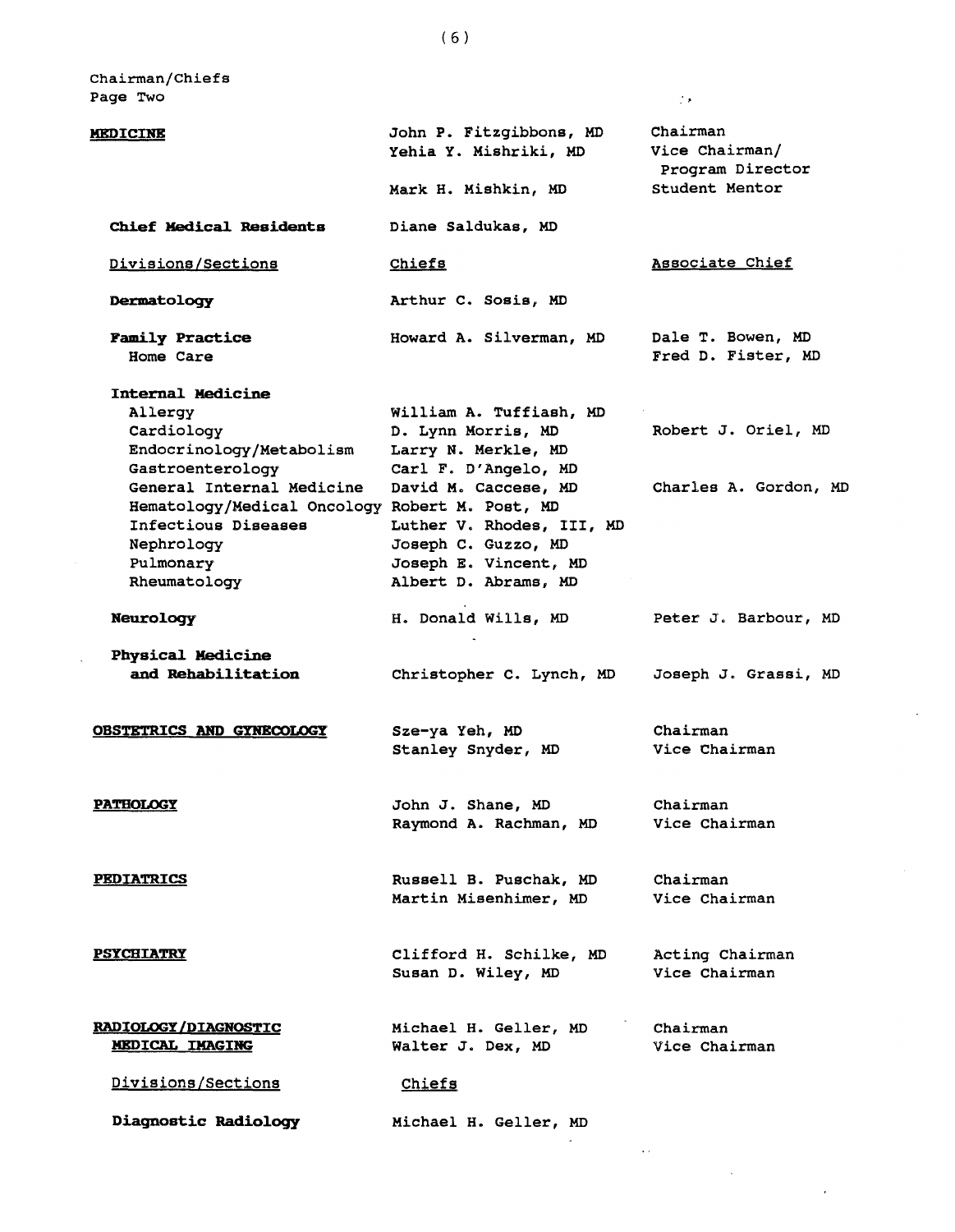Chairman/Chiefs
Page Two

| | | |
|---|---|---|
| **MEDICINE** | John P. Fitzgibbons, MD | Chairman |
| | Yehia Y. Mishriki, MD | Vice Chairman/ Program Director |
| | Mark H. Mishkin, MD | Student Mentor |
| **Chief Medical Residents** | Diane Saldukas, MD | |
| Divisions/Sections | Chiefs | Associate Chief |
| **Dermatology** | Arthur C. Sosis, MD | |
| **Family Practice** | Howard A. Silverman, MD | Dale T. Bowen, MD |
| Home Care | | Fred D. Fister, MD |
| **Internal Medicine** | | |
| Allergy | William A. Tuffiash, MD | |
| Cardiology | D. Lynn Morris, MD | Robert J. Oriel, MD |
| Endocrinology/Metabolism | Larry N. Merkle, MD | |
| Gastroenterology | Carl F. D'Angelo, MD | |
| General Internal Medicine | David M. Caccese, MD | Charles A. Gordon, MD |
| Hematology/Medical Oncology | Robert M. Post, MD | |
| Infectious Diseases | Luther V. Rhodes, III, MD | |
| Nephrology | Joseph C. Guzzo, MD | |
| Pulmonary | Joseph E. Vincent, MD | |
| Rheumatology | Albert D. Abrams, MD | |
| **Neurology** | H. Donald Wills, MD | Peter J. Barbour, MD |
| **Physical Medicine and Rehabilitation** | Christopher C. Lynch, MD | Joseph J. Grassi, MD |
| **OBSTETRICS AND GYNECOLOGY** | Sze-ya Yeh, MD | Chairman |
| | Stanley Snyder, MD | Vice Chairman |
| **PATHOLOGY** | John J. Shane, MD | Chairman |
| | Raymond A. Rachman, MD | Vice Chairman |
| **PEDIATRICS** | Russell B. Puschak, MD | Chairman |
| | Martin Misenhimer, MD | Vice Chairman |
| **PSYCHIATRY** | Clifford H. Schilke, MD | Acting Chairman |
| | Susan D. Wiley, MD | Vice Chairman |
| **RADIOLOGY/DIAGNOSTIC MEDICAL IMAGING** | Michael H. Geller, MD | Chairman |
| | Walter J. Dex, MD | Vice Chairman |
| Divisions/Sections | Chiefs | |
| **Diagnostic Radiology** | Michael H. Geller, MD | |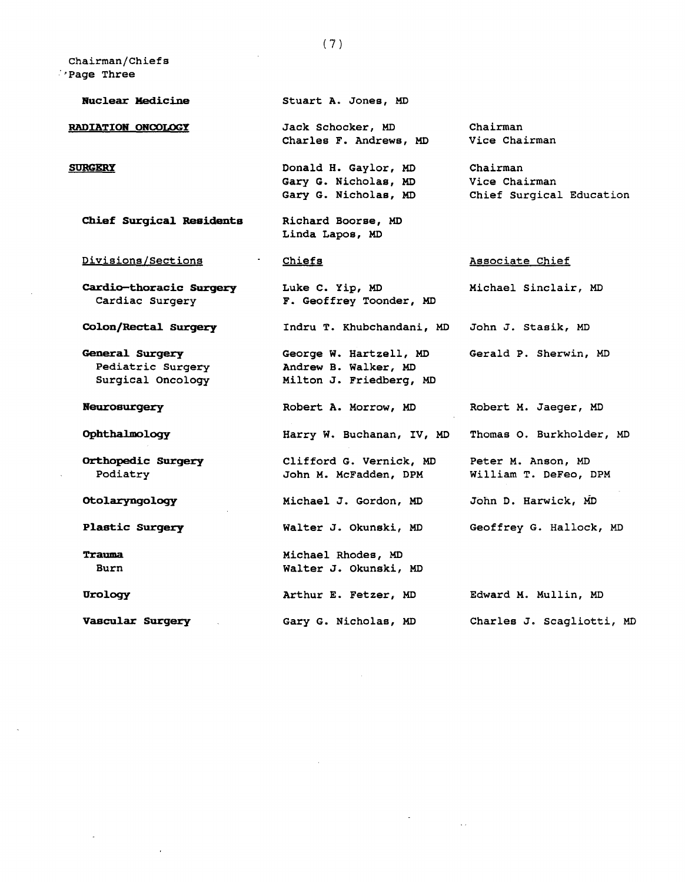Chairman/Chiefs
Page Three

| | | |
|---|---|---|
| **Nuclear Medicine** | Stuart A. Jones, MD | |
| **RADIATION ONCOLOGY** | Jack Schocker, MD | Chairman |
| | Charles F. Andrews, MD | Vice Chairman |
| **SURGERY** | Donald H. Gaylor, MD | Chairman |
| | Gary G. Nicholas, MD | Vice Chairman |
| | Gary G. Nicholas, MD | Chief Surgical Education |
| **Chief Surgical Residents** | Richard Boorse, MD | |
| | Linda Lapos, MD | |
| Divisions/Sections | Chiefs | Associate Chief |
| **Cardio-thoracic Surgery** | Luke C. Yip, MD | Michael Sinclair, MD |
| Cardiac Surgery | F. Geoffrey Toonder, MD | |
| **Colon/Rectal Surgery** | Indru T. Khubchandani, MD | John J. Stasik, MD |
| **General Surgery** | George W. Hartzell, MD | Gerald P. Sherwin, MD |
| Pediatric Surgery | Andrew B. Walker, MD | |
| Surgical Oncology | Milton J. Friedberg, MD | |
| **Neurosurgery** | Robert A. Morrow, MD | Robert M. Jaeger, MD |
| **Ophthalmology** | Harry W. Buchanan, IV, MD | Thomas O. Burkholder, MD |
| **Orthopedic Surgery** | Clifford G. Vernick, MD | Peter M. Anson, MD |
| Podiatry | John M. McFadden, DPM | William T. DeFeo, DPM |
| **Otolaryngology** | Michael J. Gordon, MD | John D. Harwick, MD |
| **Plastic Surgery** | Walter J. Okunski, MD | Geoffrey G. Hallock, MD |
| **Trauma** | Michael Rhodes, MD | |
| Burn | Walter J. Okunski, MD | |
| **Urology** | Arthur E. Fetzer, MD | Edward M. Mullin, MD |
| **Vascular Surgery** | Gary G. Nicholas, MD | Charles J. Scagliotti, MD |